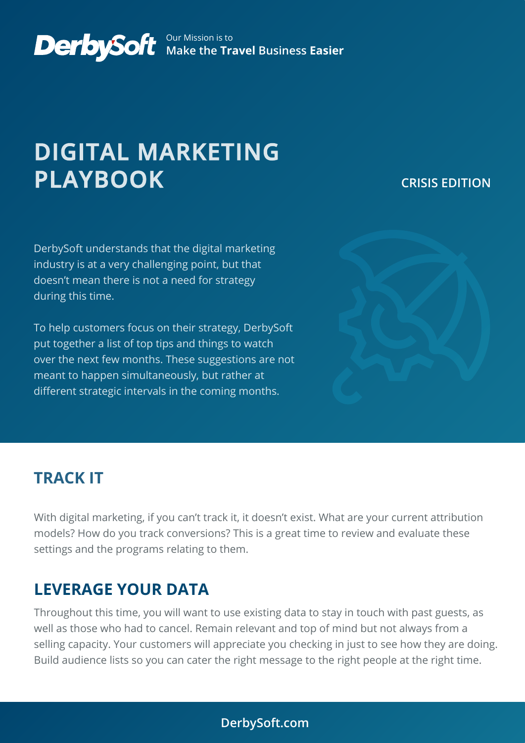DerbySoft — Our Mission is to **Make the Travel Business Easier**

# DIGITAL MARKETING PLAYBOOK

**CRISIS EDITION**

DerbySoft understands that the digital marketing industry is at a very challenging point, but that doesn't mean there is not a need for strategy during this time.

To help customers focus on their strategy, DerbySoft put together a list of top tips and things to watch over the next few months. These suggestions are not meant to happen simultaneously, but rather at different strategic intervals in the coming months.

## TRACK IT

With digital marketing, if you can't track it, it doesn't exist. What are your current attribution models? How do you track conversions? This is a great time to review and evaluate these settings and the programs relating to them.

## LEVERAGE YOUR DATA

Throughout this time, you will want to use existing data to stay in touch with past guests, as well as those who had to cancel. Remain relevant and top of mind but not always from a selling capacity. Your customers will appreciate you checking in just to see how they are doing. Build audience lists so you can cater the right message to the right people at the right time.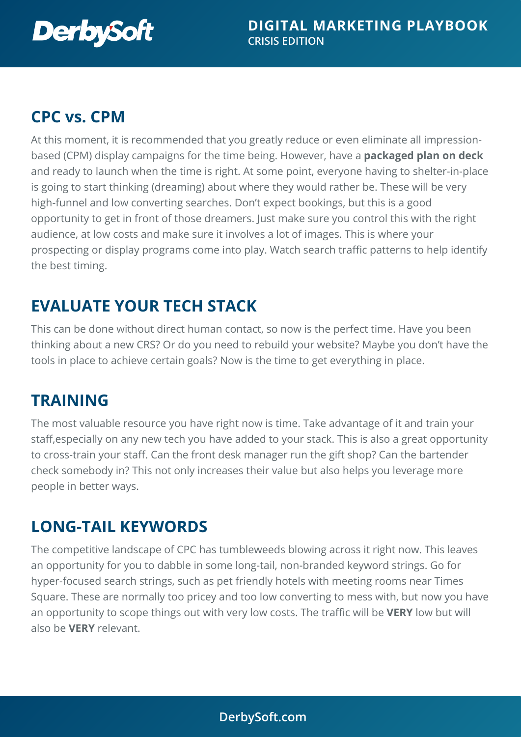## CPC vs. CPM

At this moment, it is recommended that you greatly reduce or even eliminate all impression-based (CPM) display campaigns for the time being. However, have a **packaged plan on deck** and ready to launch when the time is right. At some point, everyone having to shelter-in-place is going to start thinking (dreaming) about where they would rather be. These will be very high-funnel and low converting searches. Don't expect bookings, but this is a good opportunity to get in front of those dreamers. Just make sure you control this with the right audience, at low costs and make sure it involves a lot of images. This is where your prospecting or display programs come into play. Watch search traffic patterns to help identify the best timing.

## EVALUATE YOUR TECH STACK

This can be done without direct human contact, so now is the perfect time. Have you been thinking about a new CRS? Or do you need to rebuild your website? Maybe you don't have the tools in place to achieve certain goals? Now is the time to get everything in place.

## TRAINING

The most valuable resource you have right now is time. Take advantage of it and train your staff,especially on any new tech you have added to your stack. This is also a great opportunity to cross-train your staff. Can the front desk manager run the gift shop? Can the bartender check somebody in? This not only increases their value but also helps you leverage more people in better ways.

## LONG-TAIL KEYWORDS

The competitive landscape of CPC has tumbleweeds blowing across it right now. This leaves an opportunity for you to dabble in some long-tail, non-branded keyword strings. Go for hyper-focused search strings, such as pet friendly hotels with meeting rooms near Times Square. These are normally too pricey and too low converting to mess with, but now you have an opportunity to scope things out with very low costs. The traffic will be **VERY** low but will also be **VERY** relevant.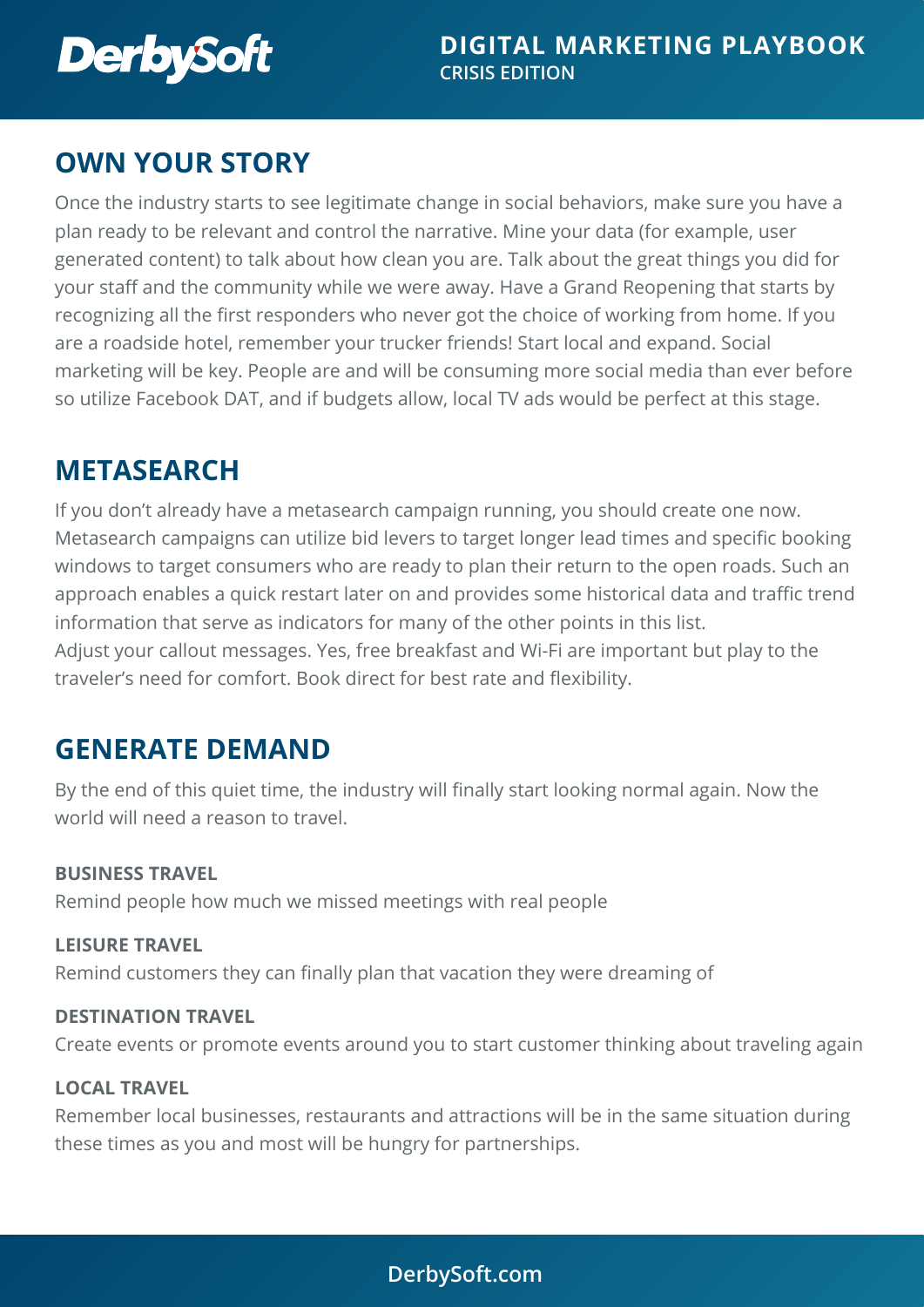## OWN YOUR STORY

Once the industry starts to see legitimate change in social behaviors, make sure you have a plan ready to be relevant and control the narrative. Mine your data (for example, user generated content) to talk about how clean you are. Talk about the great things you did for your staff and the community while we were away. Have a Grand Reopening that starts by recognizing all the first responders who never got the choice of working from home. If you are a roadside hotel, remember your trucker friends! Start local and expand. Social marketing will be key. People are and will be consuming more social media than ever before so utilize Facebook DAT, and if budgets allow, local TV ads would be perfect at this stage.

## METASEARCH

If you don't already have a metasearch campaign running, you should create one now. Metasearch campaigns can utilize bid levers to target longer lead times and specific booking windows to target consumers who are ready to plan their return to the open roads. Such an approach enables a quick restart later on and provides some historical data and traffic trend information that serve as indicators for many of the other points in this list.
Adjust your callout messages. Yes, free breakfast and Wi-Fi are important but play to the traveler's need for comfort. Book direct for best rate and flexibility.

## GENERATE DEMAND

By the end of this quiet time, the industry will finally start looking normal again. Now the world will need a reason to travel.

**BUSINESS TRAVEL**
Remind people how much we missed meetings with real people

**LEISURE TRAVEL**
Remind customers they can finally plan that vacation they were dreaming of

**DESTINATION TRAVEL**
Create events or promote events around you to start customer thinking about traveling again

**LOCAL TRAVEL**
Remember local businesses, restaurants and attractions will be in the same situation during these times as you and most will be hungry for partnerships.